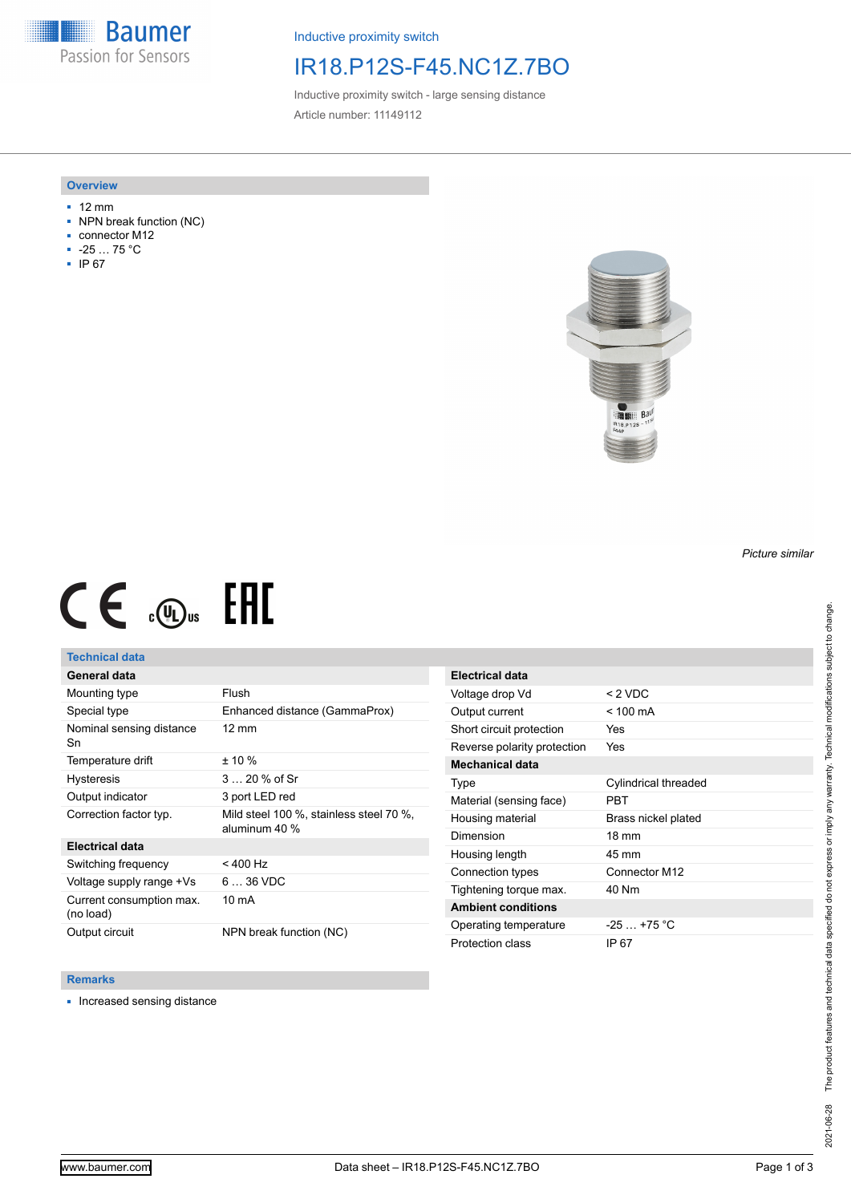Inductive proximity switch

# IR18.P12S-F45.NC1Z.7BO

Inductive proximity switch - large sensing distance

Article number: 11149112

## Overview

- 12 mm
- NPN break function (NC)
- connector M12
- -25 … 75 °C
- IP 67

*Picture similar*

## Technical data

| General data | |
|---|---|
| Mounting type | Flush |
| Special type | Enhanced distance (GammaProx) |
| Nominal sensing distance Sn | 12 mm |
| Temperature drift | ± 10 % |
| Hysteresis | 3 … 20 % of Sr |
| Output indicator | 3 port LED red |
| Correction factor typ. | Mild steel 100 %, stainless steel 70 %, aluminum 40 % |
| **Electrical data** | |
| Switching frequency | < 400 Hz |
| Voltage supply range +Vs | 6 … 36 VDC |
| Current consumption max. (no load) | 10 mA |
| Output circuit | NPN break function (NC) |

| Electrical data | |
|---|---|
| Voltage drop Vd | < 2 VDC |
| Output current | < 100 mA |
| Short circuit protection | Yes |
| Reverse polarity protection | Yes |
| **Mechanical data** | |
| Type | Cylindrical threaded |
| Material (sensing face) | PBT |
| Housing material | Brass nickel plated |
| Dimension | 18 mm |
| Housing length | 45 mm |
| Connection types | Connector M12 |
| Tightening torque max. | 40 Nm |
| **Ambient conditions** | |
| Operating temperature | -25 … +75 °C |
| Protection class | IP 67 |

## Remarks

- Increased sensing distance

The product features and technical data specified do not express or imply any warranty. Technical modifications subject to change.

2021-06-28

www.baumer.com

Data sheet – IR18.P12S-F45.NC1Z.7BO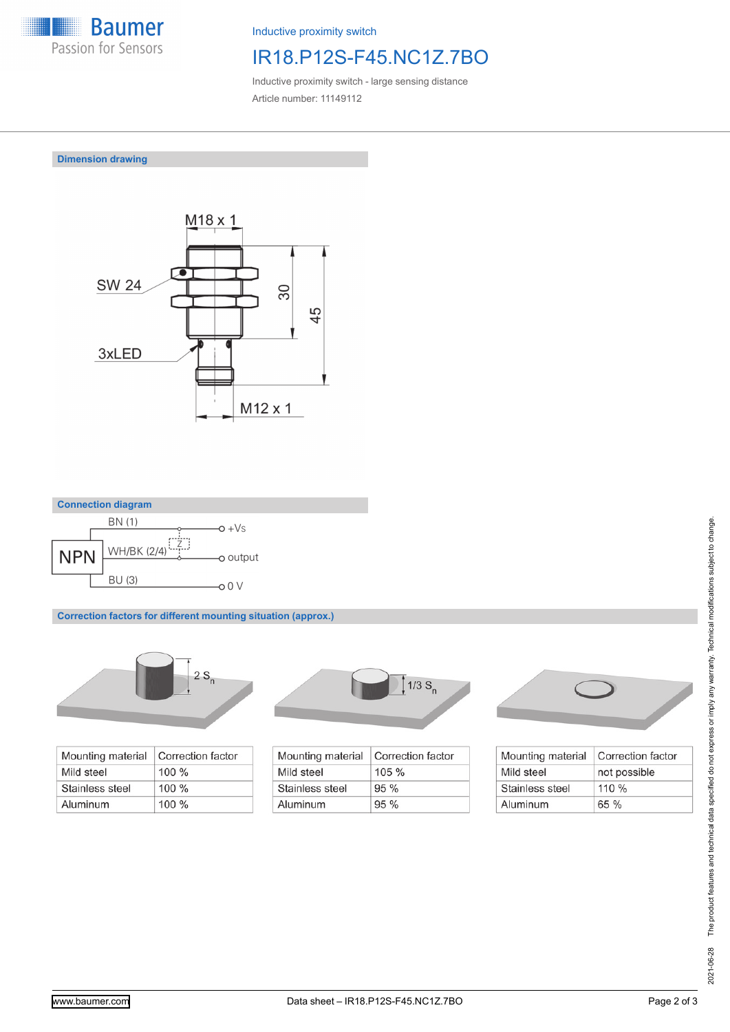Inductive proximity switch

# IR18.P12S-F45.NC1Z.7BO

Inductive proximity switch - large sensing distance

Article number: 11149112

## Dimension drawing

M18 x 1

SW 24

3xLED

30

45

M12 x 1

## Connection diagram

NPN

BN (1) — +Vs

WH/BK (2/4) — Z — output

BU (3) — 0 V

## Correction factors for different mounting situation (approx.)

2 $S_n$

| Mounting material | Correction factor |
|---|---|
| Mild steel | 100 % |
| Stainless steel | 100 % |
| Aluminum | 100 % |

1/3 $S_n$

| Mounting material | Correction factor |
|---|---|
| Mild steel | 105 % |
| Stainless steel | 95 % |
| Aluminum | 95 % |

| Mounting material | Correction factor |
|---|---|
| Mild steel | not possible |
| Stainless steel | 110 % |
| Aluminum | 65 % |

2021-06-28 The product features and technical data specified do not express or imply any warranty. Technical modifications subject to change.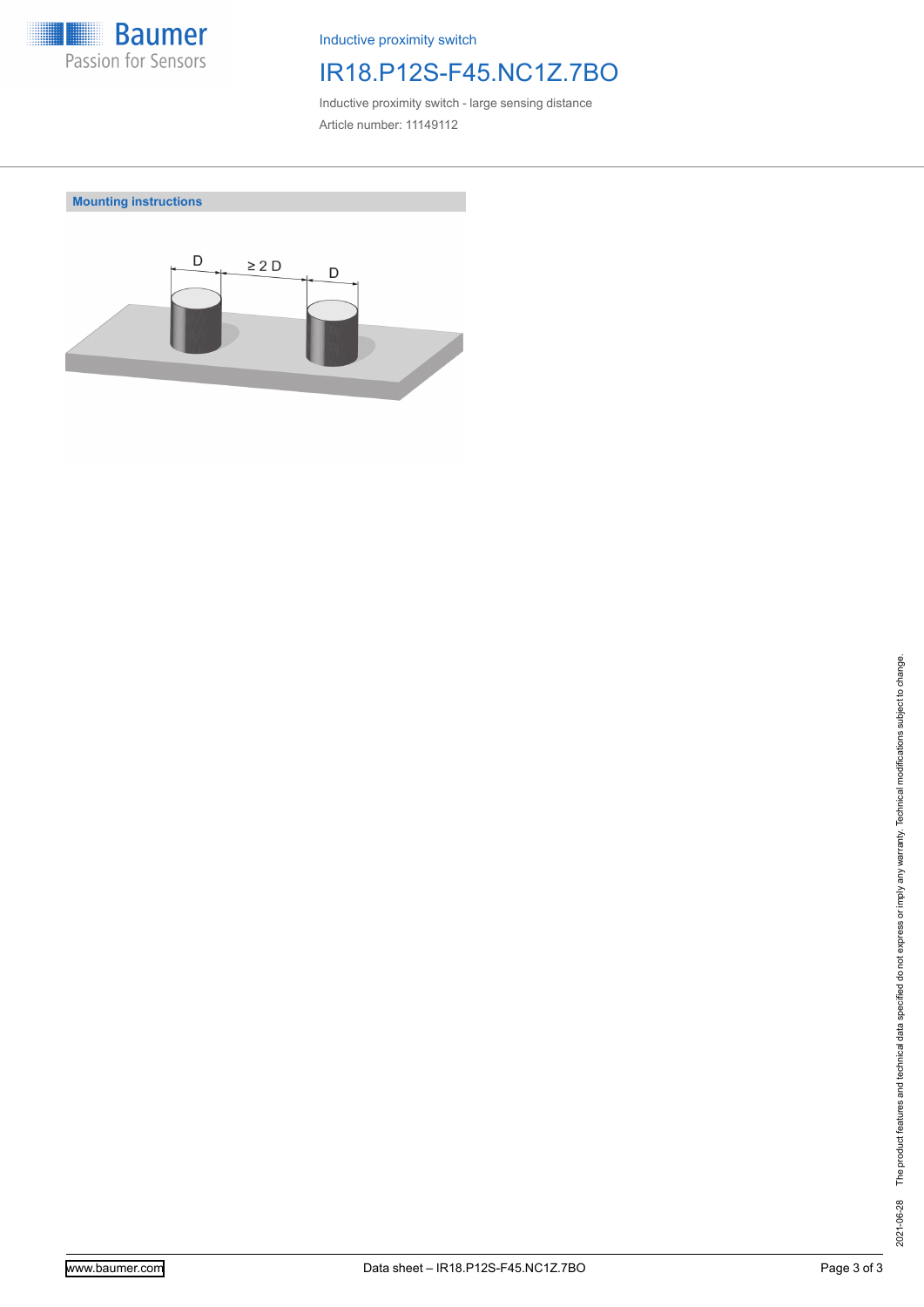## Mounting instructions

D

≥ 2 D

D